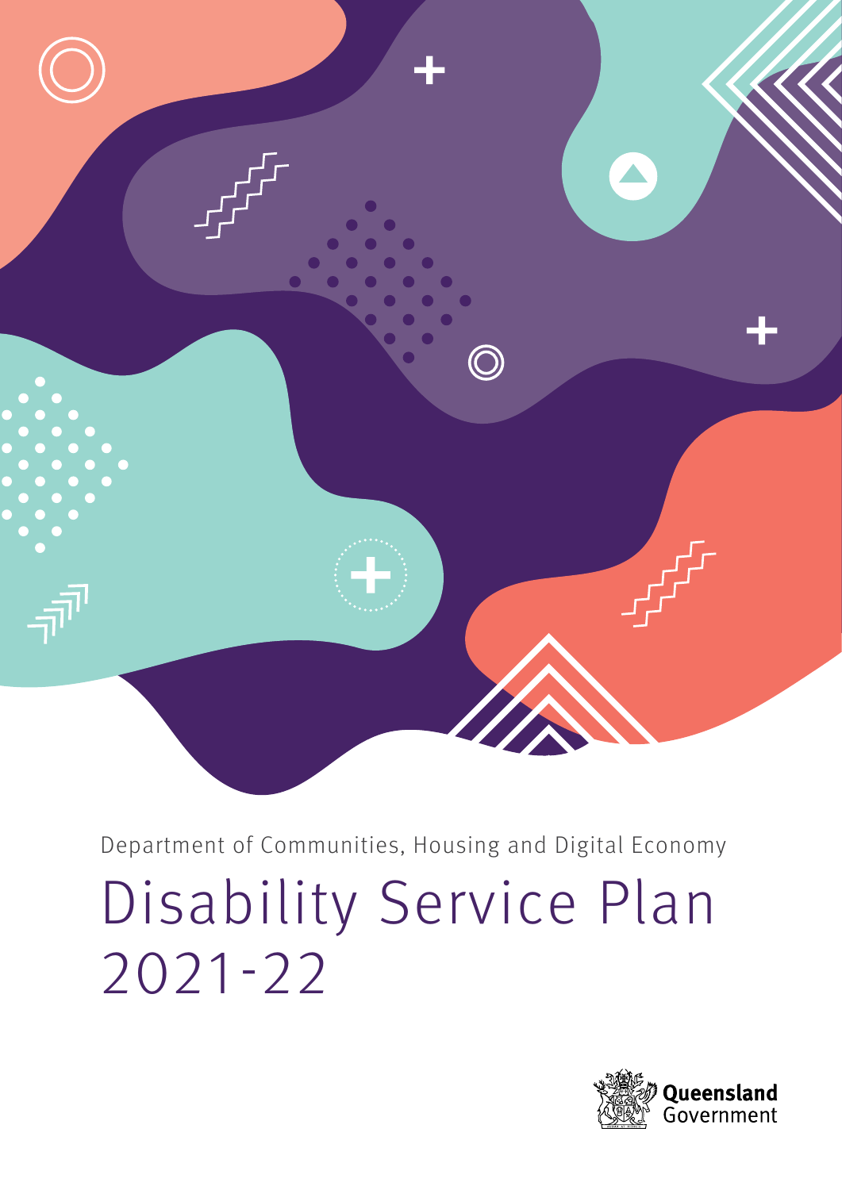Department of Communities, Housing and Digital Economy

# Disability Service Plan 2021-22

Queensland Government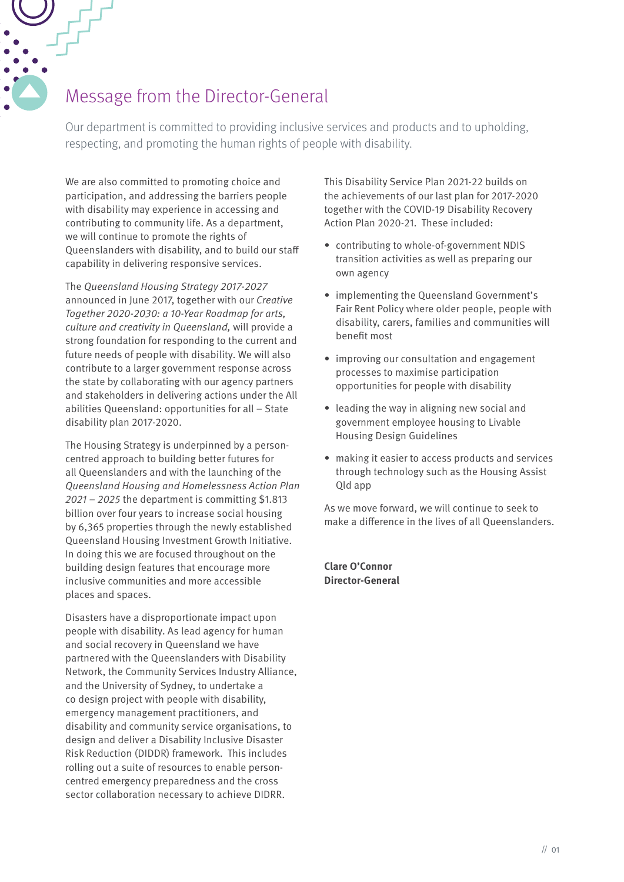# Message from the Director-General

Our department is committed to providing inclusive services and products and to upholding, respecting, and promoting the human rights of people with disability.

We are also committed to promoting choice and participation, and addressing the barriers people with disability may experience in accessing and contributing to community life. As a department, we will continue to promote the rights of Queenslanders with disability, and to build our staff capability in delivering responsive services.

The *Queensland Housing Strategy 2017-2027* announced in June 2017, together with our *Creative Together 2020-2030: a 10-Year Roadmap for arts, culture and creativity in Queensland,* will provide a strong foundation for responding to the current and future needs of people with disability. We will also contribute to a larger government response across the state by collaborating with our agency partners and stakeholders in delivering actions under the All abilities Queensland: opportunities for all – State disability plan 2017-2020.

The Housing Strategy is underpinned by a person-centred approach to building better futures for all Queenslanders and with the launching of the *Queensland Housing and Homelessness Action Plan 2021 – 2025* the department is committing $1.813 billion over four years to increase social housing by 6,365 properties through the newly established Queensland Housing Investment Growth Initiative. In doing this we are focused throughout on the building design features that encourage more inclusive communities and more accessible places and spaces.

Disasters have a disproportionate impact upon people with disability. As lead agency for human and social recovery in Queensland we have partnered with the Queenslanders with Disability Network, the Community Services Industry Alliance, and the University of Sydney, to undertake a co design project with people with disability, emergency management practitioners, and disability and community service organisations, to design and deliver a Disability Inclusive Disaster Risk Reduction (DIDDR) framework. This includes rolling out a suite of resources to enable person-centred emergency preparedness and the cross sector collaboration necessary to achieve DIDRR.

This Disability Service Plan 2021-22 builds on the achievements of our last plan for 2017-2020 together with the COVID-19 Disability Recovery Action Plan 2020-21. These included:

- contributing to whole-of-government NDIS transition activities as well as preparing our own agency
- implementing the Queensland Government's Fair Rent Policy where older people, people with disability, carers, families and communities will benefit most
- improving our consultation and engagement processes to maximise participation opportunities for people with disability
- leading the way in aligning new social and government employee housing to Livable Housing Design Guidelines
- making it easier to access products and services through technology such as the Housing Assist Qld app

As we move forward, we will continue to seek to make a difference in the lives of all Queenslanders.

**Clare O'Connor**
**Director-General**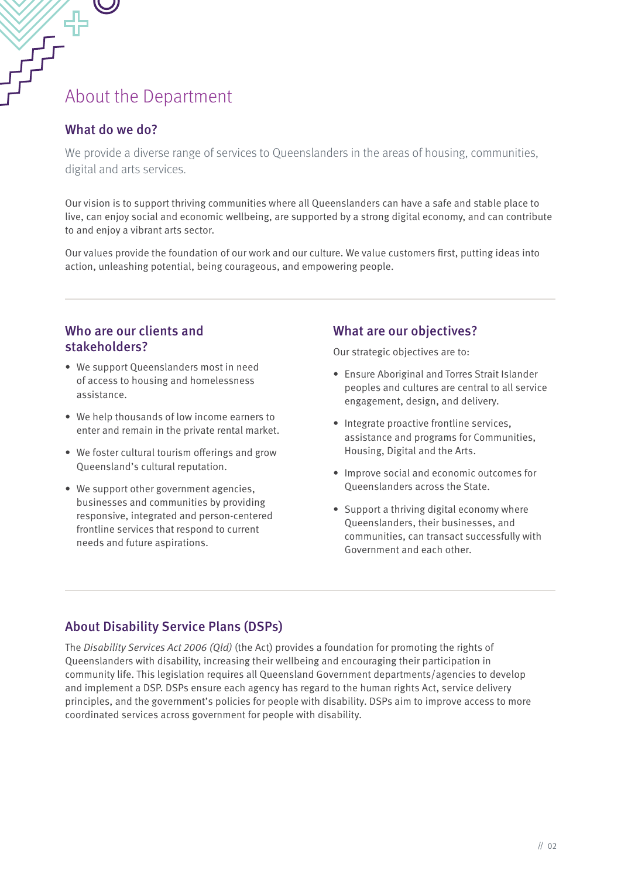# About the Department

## What do we do?

We provide a diverse range of services to Queenslanders in the areas of housing, communities, digital and arts services.

Our vision is to support thriving communities where all Queenslanders can have a safe and stable place to live, can enjoy social and economic wellbeing, are supported by a strong digital economy, and can contribute to and enjoy a vibrant arts sector.

Our values provide the foundation of our work and our culture. We value customers first, putting ideas into action, unleashing potential, being courageous, and empowering people.

## Who are our clients and stakeholders?

- We support Queenslanders most in need of access to housing and homelessness assistance.
- We help thousands of low income earners to enter and remain in the private rental market.
- We foster cultural tourism offerings and grow Queensland's cultural reputation.
- We support other government agencies, businesses and communities by providing responsive, integrated and person-centered frontline services that respond to current needs and future aspirations.

## What are our objectives?

Our strategic objectives are to:

- Ensure Aboriginal and Torres Strait Islander peoples and cultures are central to all service engagement, design, and delivery.
- Integrate proactive frontline services, assistance and programs for Communities, Housing, Digital and the Arts.
- Improve social and economic outcomes for Queenslanders across the State.
- Support a thriving digital economy where Queenslanders, their businesses, and communities, can transact successfully with Government and each other.

## About Disability Service Plans (DSPs)

The *Disability Services Act 2006 (Qld)* (the Act) provides a foundation for promoting the rights of Queenslanders with disability, increasing their wellbeing and encouraging their participation in community life. This legislation requires all Queensland Government departments/agencies to develop and implement a DSP. DSPs ensure each agency has regard to the human rights Act, service delivery principles, and the government's policies for people with disability. DSPs aim to improve access to more coordinated services across government for people with disability.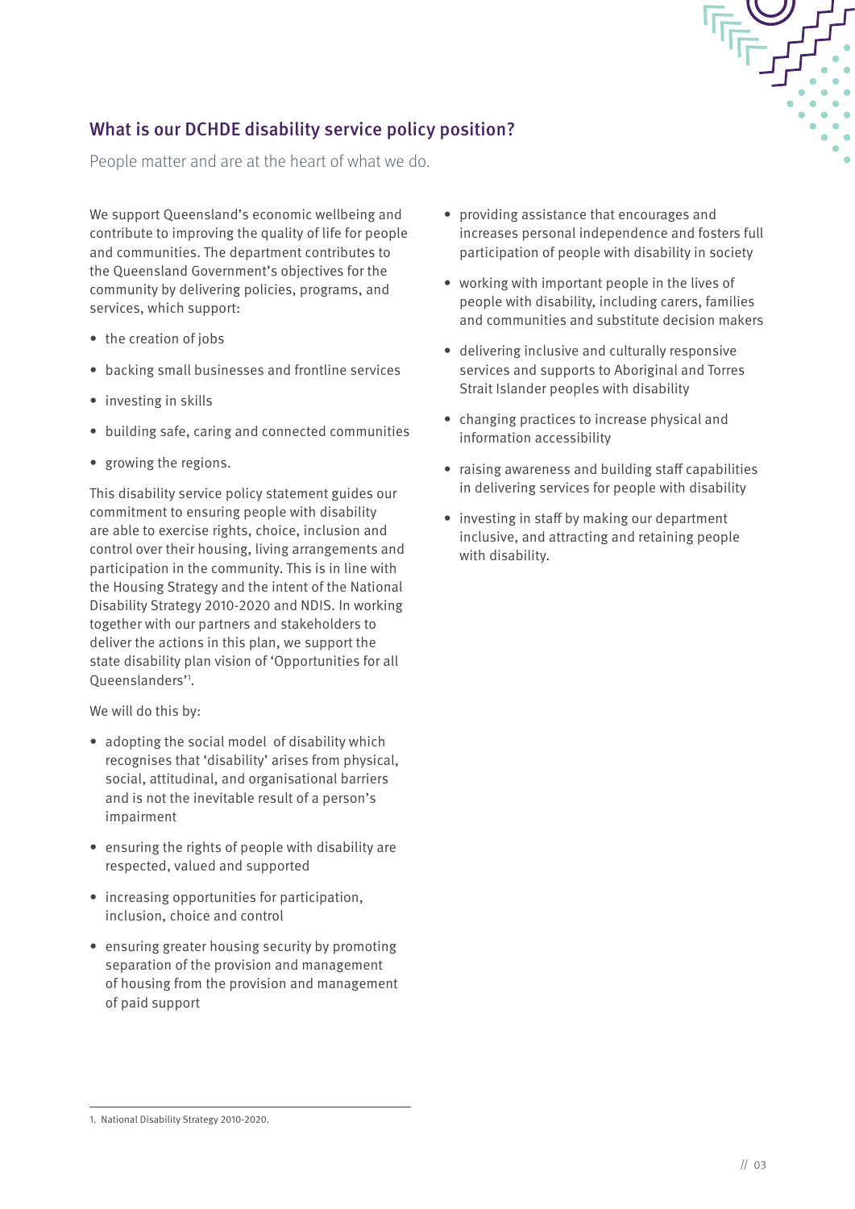## What is our DCHDE disability service policy position?

People matter and are at the heart of what we do.

We support Queensland's economic wellbeing and contribute to improving the quality of life for people and communities. The department contributes to the Queensland Government's objectives for the community by delivering policies, programs, and services, which support:

- the creation of jobs
- backing small businesses and frontline services
- investing in skills
- building safe, caring and connected communities
- growing the regions.

This disability service policy statement guides our commitment to ensuring people with disability are able to exercise rights, choice, inclusion and control over their housing, living arrangements and participation in the community. This is in line with the Housing Strategy and the intent of the National Disability Strategy 2010-2020 and NDIS. In working together with our partners and stakeholders to deliver the actions in this plan, we support the state disability plan vision of 'Opportunities for all Queenslanders'[1].

We will do this by:

- adopting the social model of disability which recognises that 'disability' arises from physical, social, attitudinal, and organisational barriers and is not the inevitable result of a person's impairment
- ensuring the rights of people with disability are respected, valued and supported
- increasing opportunities for participation, inclusion, choice and control
- ensuring greater housing security by promoting separation of the provision and management of housing from the provision and management of paid support
- providing assistance that encourages and increases personal independence and fosters full participation of people with disability in society
- working with important people in the lives of people with disability, including carers, families and communities and substitute decision makers
- delivering inclusive and culturally responsive services and supports to Aboriginal and Torres Strait Islander peoples with disability
- changing practices to increase physical and information accessibility
- raising awareness and building staff capabilities in delivering services for people with disability
- investing in staff by making our department inclusive, and attracting and retaining people with disability.

1. National Disability Strategy 2010-2020.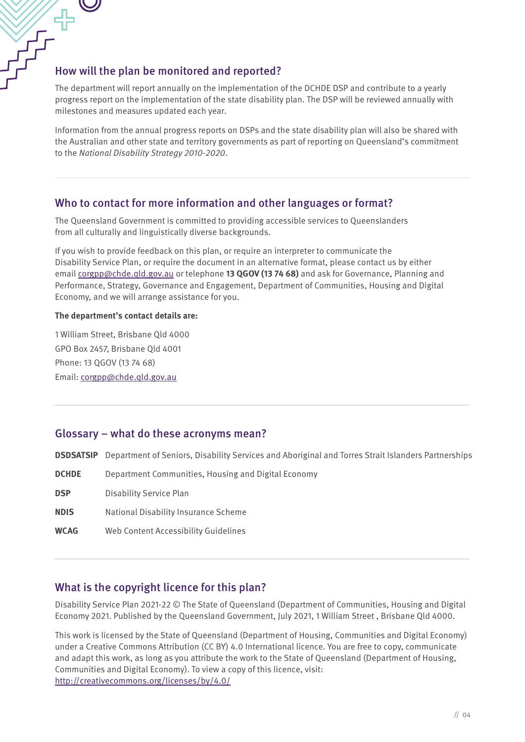## How will the plan be monitored and reported?

The department will report annually on the implementation of the DCHDE DSP and contribute to a yearly progress report on the implementation of the state disability plan. The DSP will be reviewed annually with milestones and measures updated each year.

Information from the annual progress reports on DSPs and the state disability plan will also be shared with the Australian and other state and territory governments as part of reporting on Queensland's commitment to the *National Disability Strategy 2010-2020*.

## Who to contact for more information and other languages or format?

The Queensland Government is committed to providing accessible services to Queenslanders from all culturally and linguistically diverse backgrounds.

If you wish to provide feedback on this plan, or require an interpreter to communicate the Disability Service Plan, or require the document in an alternative format, please contact us by either email corgpp@chde.qld.gov.au or telephone **13 QGOV (13 74 68)** and ask for Governance, Planning and Performance, Strategy, Governance and Engagement, Department of Communities, Housing and Digital Economy, and we will arrange assistance for you.

**The department's contact details are:**

1 William Street, Brisbane Qld 4000
GPO Box 2457, Brisbane Qld 4001
Phone: 13 QGOV (13 74 68)
Email: corgpp@chde.qld.gov.au

## Glossary – what do these acronyms mean?

| | |
|---|---|
| **DSDSATSIP** | Department of Seniors, Disability Services and Aboriginal and Torres Strait Islanders Partnerships |
| **DCHDE** | Department Communities, Housing and Digital Economy |
| **DSP** | Disability Service Plan |
| **NDIS** | National Disability Insurance Scheme |
| **WCAG** | Web Content Accessibility Guidelines |

## What is the copyright licence for this plan?

Disability Service Plan 2021-22 © The State of Queensland (Department of Communities, Housing and Digital Economy 2021. Published by the Queensland Government, July 2021, 1 William Street , Brisbane Qld 4000.

This work is licensed by the State of Queensland (Department of Housing, Communities and Digital Economy) under a Creative Commons Attribution (CC BY) 4.0 International licence. You are free to copy, communicate and adapt this work, as long as you attribute the work to the State of Queensland (Department of Housing, Communities and Digital Economy). To view a copy of this licence, visit: http://creativecommons.org/licenses/by/4.0/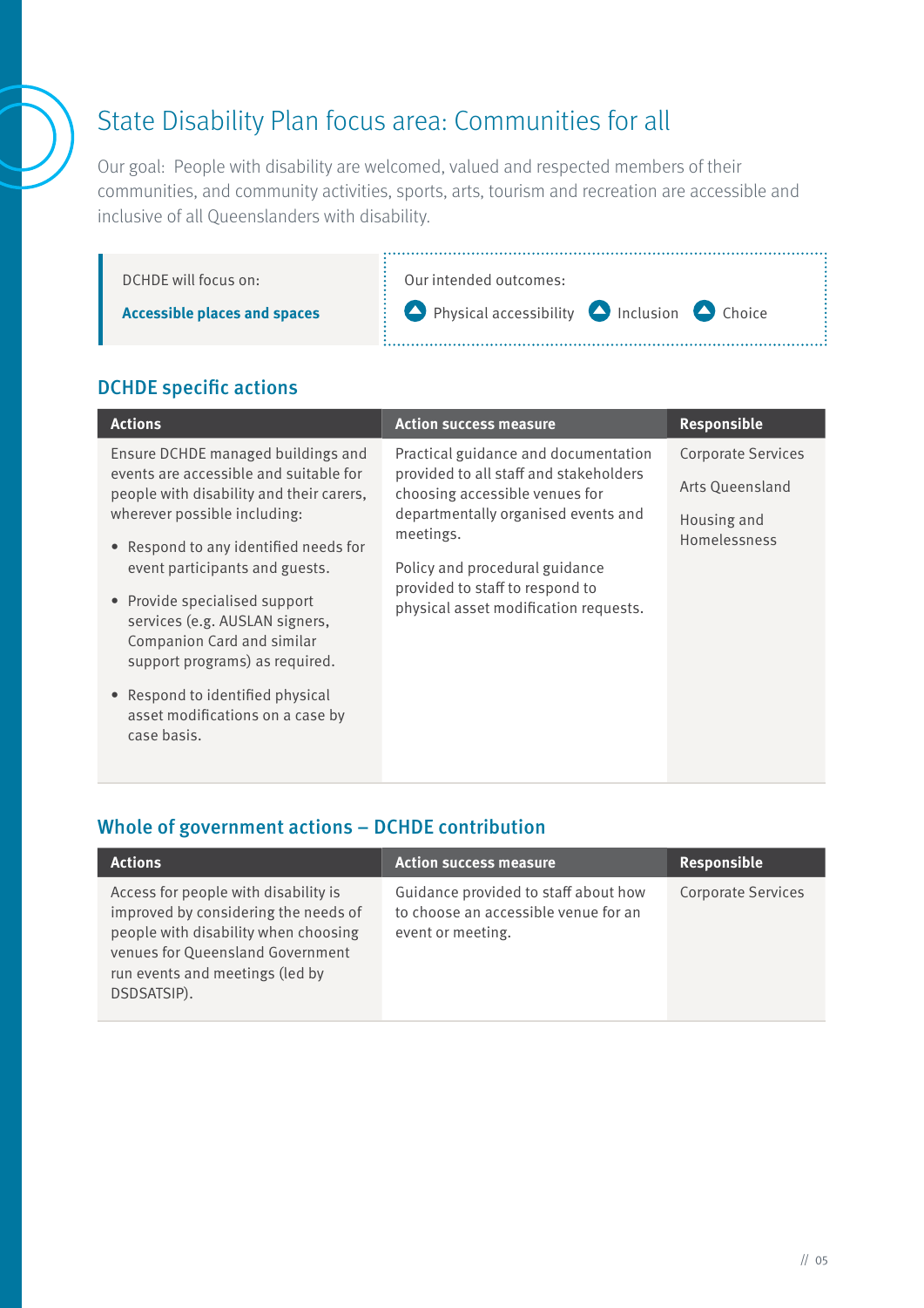# State Disability Plan focus area: Communities for all

Our goal: People with disability are welcomed, valued and respected members of their communities, and community activities, sports, arts, tourism and recreation are accessible and inclusive of all Queenslanders with disability.

DCHDE will focus on:

**Accessible places and spaces**

Our intended outcomes:

- Physical accessibility
- Inclusion
- Choice

## DCHDE specific actions

| Actions | Action success measure | Responsible |
|---|---|---|
| Ensure DCHDE managed buildings and events are accessible and suitable for people with disability and their carers, wherever possible including:<br>• Respond to any identified needs for event participants and guests.<br>• Provide specialised support services (e.g. AUSLAN signers, Companion Card and similar support programs) as required.<br>• Respond to identified physical asset modifications on a case by case basis. | Practical guidance and documentation provided to all staff and stakeholders choosing accessible venues for departmentally organised events and meetings.<br><br>Policy and procedural guidance provided to staff to respond to physical asset modification requests. | Corporate Services<br><br>Arts Queensland<br><br>Housing and Homelessness |

## Whole of government actions – DCHDE contribution

| Actions | Action success measure | Responsible |
|---|---|---|
| Access for people with disability is improved by considering the needs of people with disability when choosing venues for Queensland Government run events and meetings (led by DSDSATSIP). | Guidance provided to staff about how to choose an accessible venue for an event or meeting. | Corporate Services |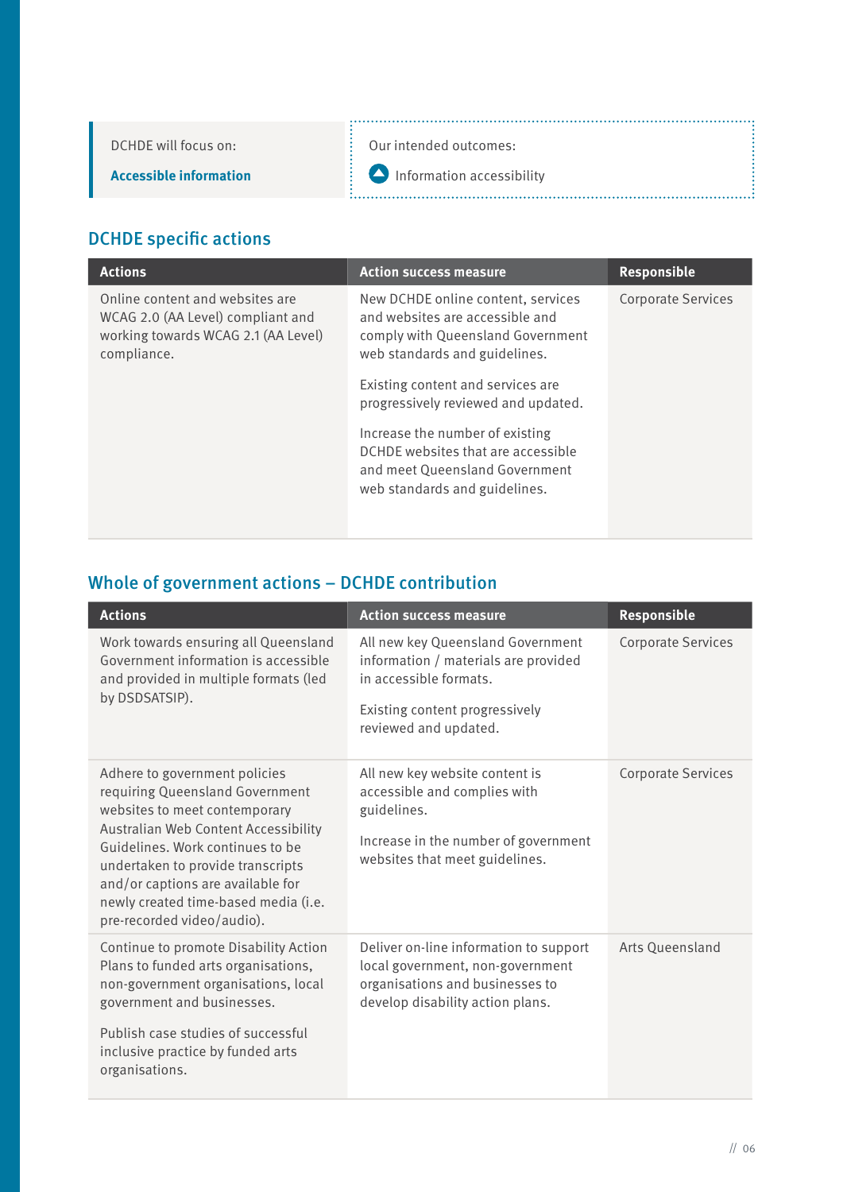DCHDE will focus on:

**Accessible information**

Our intended outcomes:

Information accessibility

## DCHDE specific actions

| Actions | Action success measure | Responsible |
| --- | --- | --- |
| Online content and websites are WCAG 2.0 (AA Level) compliant and working towards WCAG 2.1 (AA Level) compliance. | New DCHDE online content, services and websites are accessible and comply with Queensland Government web standards and guidelines.<br><br>Existing content and services are progressively reviewed and updated.<br><br>Increase the number of existing DCHDE websites that are accessible and meet Queensland Government web standards and guidelines. | Corporate Services |

## Whole of government actions – DCHDE contribution

| Actions | Action success measure | Responsible |
| --- | --- | --- |
| Work towards ensuring all Queensland Government information is accessible and provided in multiple formats (led by DSDSATSIP). | All new key Queensland Government information / materials are provided in accessible formats.<br><br>Existing content progressively reviewed and updated. | Corporate Services |
| Adhere to government policies requiring Queensland Government websites to meet contemporary Australian Web Content Accessibility Guidelines. Work continues to be undertaken to provide transcripts and/or captions are available for newly created time-based media (i.e. pre-recorded video/audio). | All new key website content is accessible and complies with guidelines.<br><br>Increase in the number of government websites that meet guidelines. | Corporate Services |
| Continue to promote Disability Action Plans to funded arts organisations, non-government organisations, local government and businesses.<br><br>Publish case studies of successful inclusive practice by funded arts organisations. | Deliver on-line information to support local government, non-government organisations and businesses to develop disability action plans. | Arts Queensland |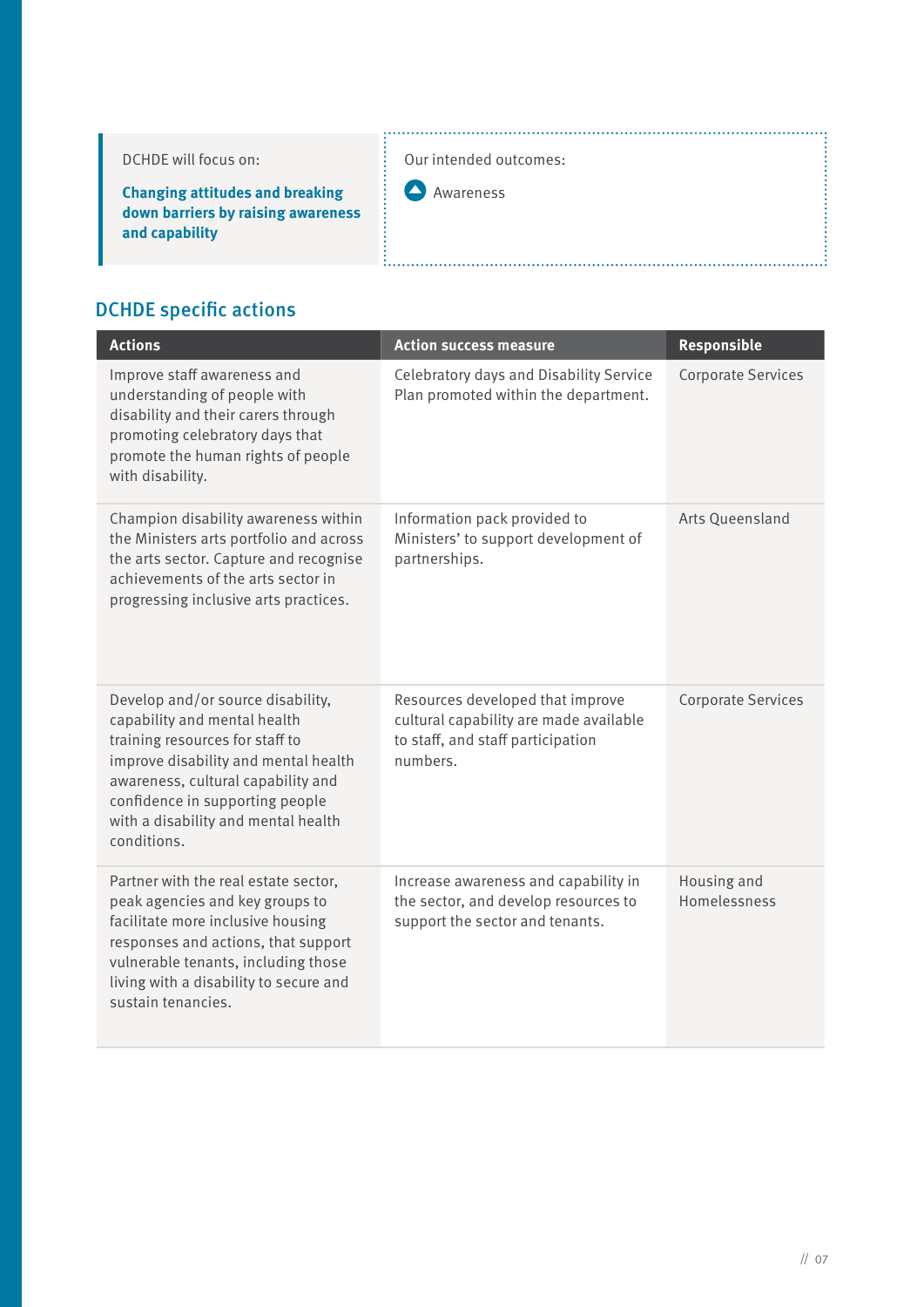DCHDE will focus on:

**Changing attitudes and breaking down barriers by raising awareness and capability**

Our intended outcomes:

Awareness

## DCHDE specific actions

| Actions | Action success measure | Responsible |
|---|---|---|
| Improve staff awareness and understanding of people with disability and their carers through promoting celebratory days that promote the human rights of people with disability. | Celebratory days and Disability Service Plan promoted within the department. | Corporate Services |
| Champion disability awareness within the Ministers arts portfolio and across the arts sector. Capture and recognise achievements of the arts sector in progressing inclusive arts practices. | Information pack provided to Ministers' to support development of partnerships. | Arts Queensland |
| Develop and/or source disability, capability and mental health training resources for staff to improve disability and mental health awareness, cultural capability and confidence in supporting people with a disability and mental health conditions. | Resources developed that improve cultural capability are made available to staff, and staff participation numbers. | Corporate Services |
| Partner with the real estate sector, peak agencies and key groups to facilitate more inclusive housing responses and actions, that support vulnerable tenants, including those living with a disability to secure and sustain tenancies. | Increase awareness and capability in the sector, and develop resources to support the sector and tenants. | Housing and Homelessness |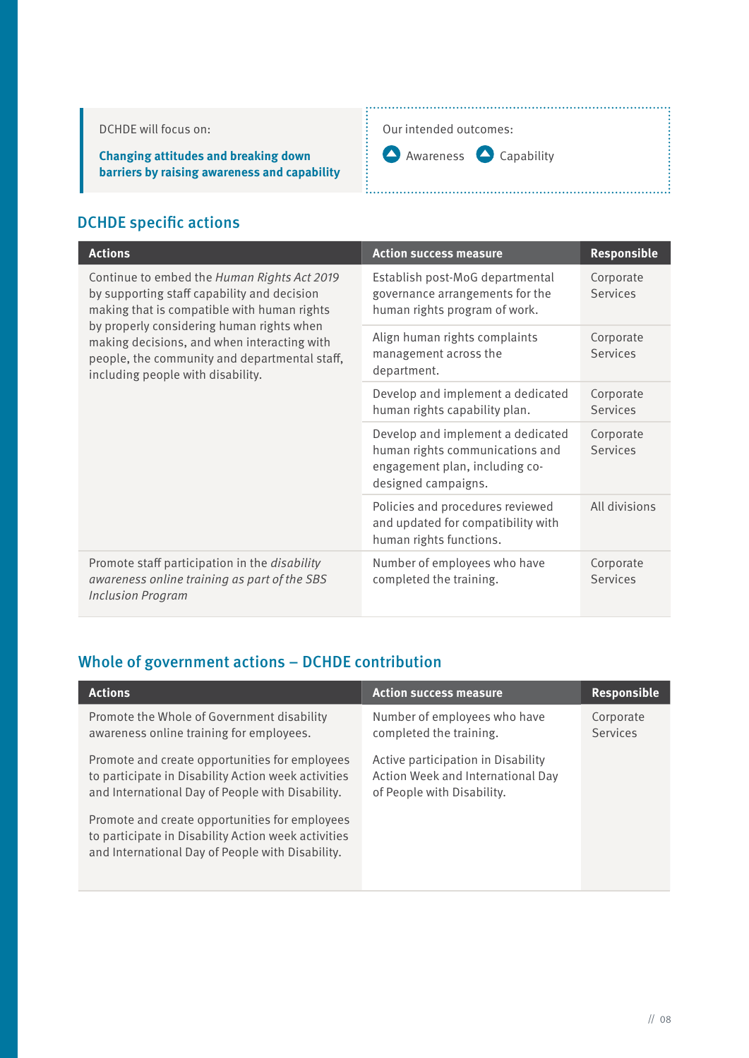DCHDE will focus on:

**Changing attitudes and breaking down barriers by raising awareness and capability**

Our intended outcomes:

Awareness Capability

## DCHDE specific actions

| Actions | Action success measure | Responsible |
|---|---|---|
| Continue to embed the *Human Rights Act 2019* by supporting staff capability and decision making that is compatible with human rights by properly considering human rights when making decisions, and when interacting with people, the community and departmental staff, including people with disability. | Establish post-MoG departmental governance arrangements for the human rights program of work. | Corporate Services |
| | Align human rights complaints management across the department. | Corporate Services |
| | Develop and implement a dedicated human rights capability plan. | Corporate Services |
| | Develop and implement a dedicated human rights communications and engagement plan, including co-designed campaigns. | Corporate Services |
| | Policies and procedures reviewed and updated for compatibility with human rights functions. | All divisions |
| Promote staff participation in the *disability awareness online training as part of the SBS Inclusion Program* | Number of employees who have completed the training. | Corporate Services |

## Whole of government actions – DCHDE contribution

| Actions | Action success measure | Responsible |
|---|---|---|
| Promote the Whole of Government disability awareness online training for employees. | Number of employees who have completed the training. | Corporate Services |
| Promote and create opportunities for employees to participate in Disability Action week activities and International Day of People with Disability. | Active participation in Disability Action Week and International Day of People with Disability. | |
| Promote and create opportunities for employees to participate in Disability Action week activities and International Day of People with Disability. | | |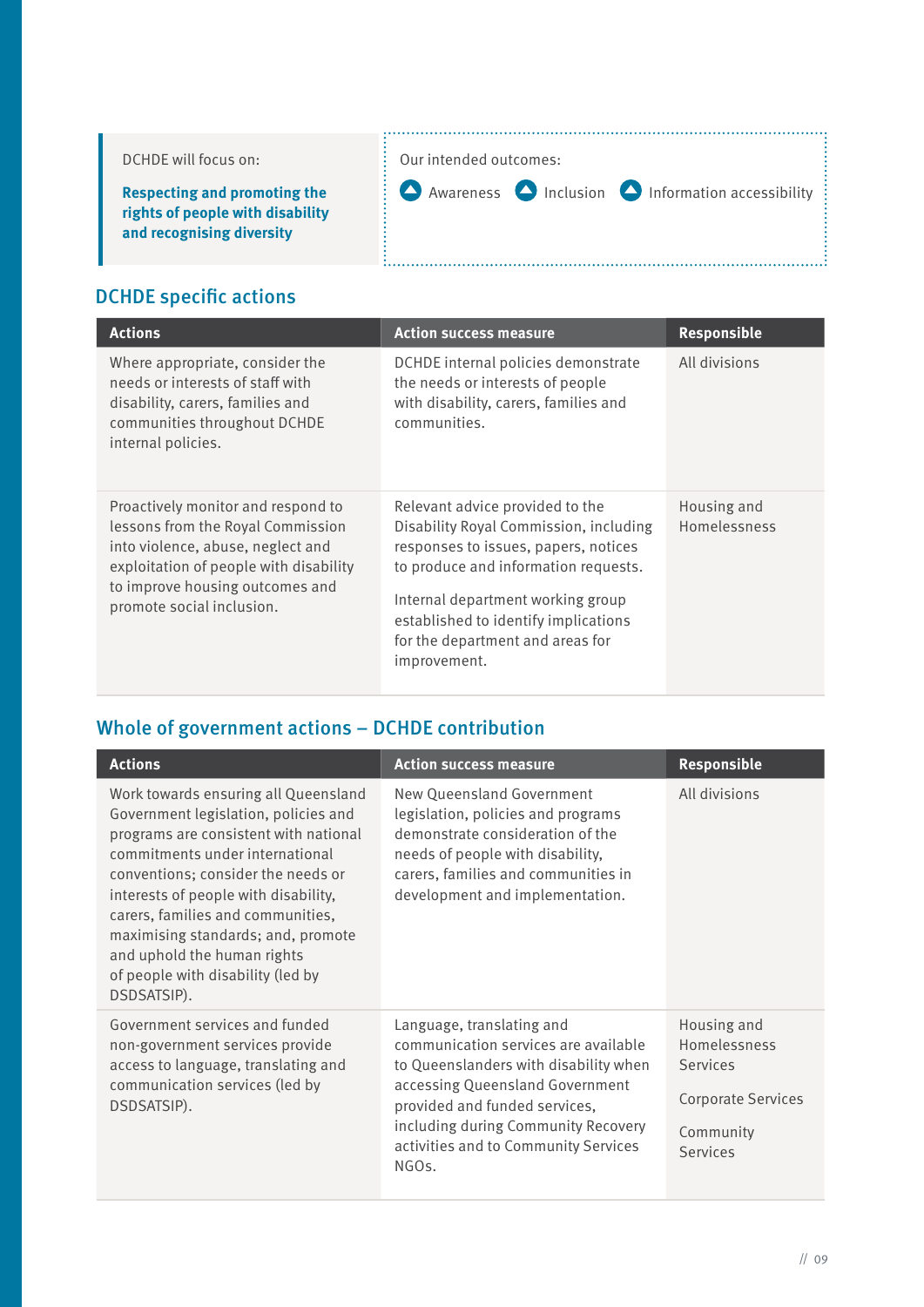DCHDE will focus on:

**Respecting and promoting the rights of people with disability and recognising diversity**

Our intended outcomes:

- Awareness
- Inclusion
- Information accessibility

## DCHDE specific actions

| Actions | Action success measure | Responsible |
|---|---|---|
| Where appropriate, consider the needs or interests of staff with disability, carers, families and communities throughout DCHDE internal policies. | DCHDE internal policies demonstrate the needs or interests of people with disability, carers, families and communities. | All divisions |
| Proactively monitor and respond to lessons from the Royal Commission into violence, abuse, neglect and exploitation of people with disability to improve housing outcomes and promote social inclusion. | Relevant advice provided to the Disability Royal Commission, including responses to issues, papers, notices to produce and information requests.<br><br>Internal department working group established to identify implications for the department and areas for improvement. | Housing and Homelessness |

## Whole of government actions – DCHDE contribution

| Actions | Action success measure | Responsible |
|---|---|---|
| Work towards ensuring all Queensland Government legislation, policies and programs are consistent with national commitments under international conventions; consider the needs or interests of people with disability, carers, families and communities, maximising standards; and, promote and uphold the human rights of people with disability (led by DSDSATSIP). | New Queensland Government legislation, policies and programs demonstrate consideration of the needs of people with disability, carers, families and communities in development and implementation. | All divisions |
| Government services and funded non-government services provide access to language, translating and communication services (led by DSDSATSIP). | Language, translating and communication services are available to Queenslanders with disability when accessing Queensland Government provided and funded services, including during Community Recovery activities and to Community Services NGOs. | Housing and Homelessness Services<br><br>Corporate Services<br><br>Community Services |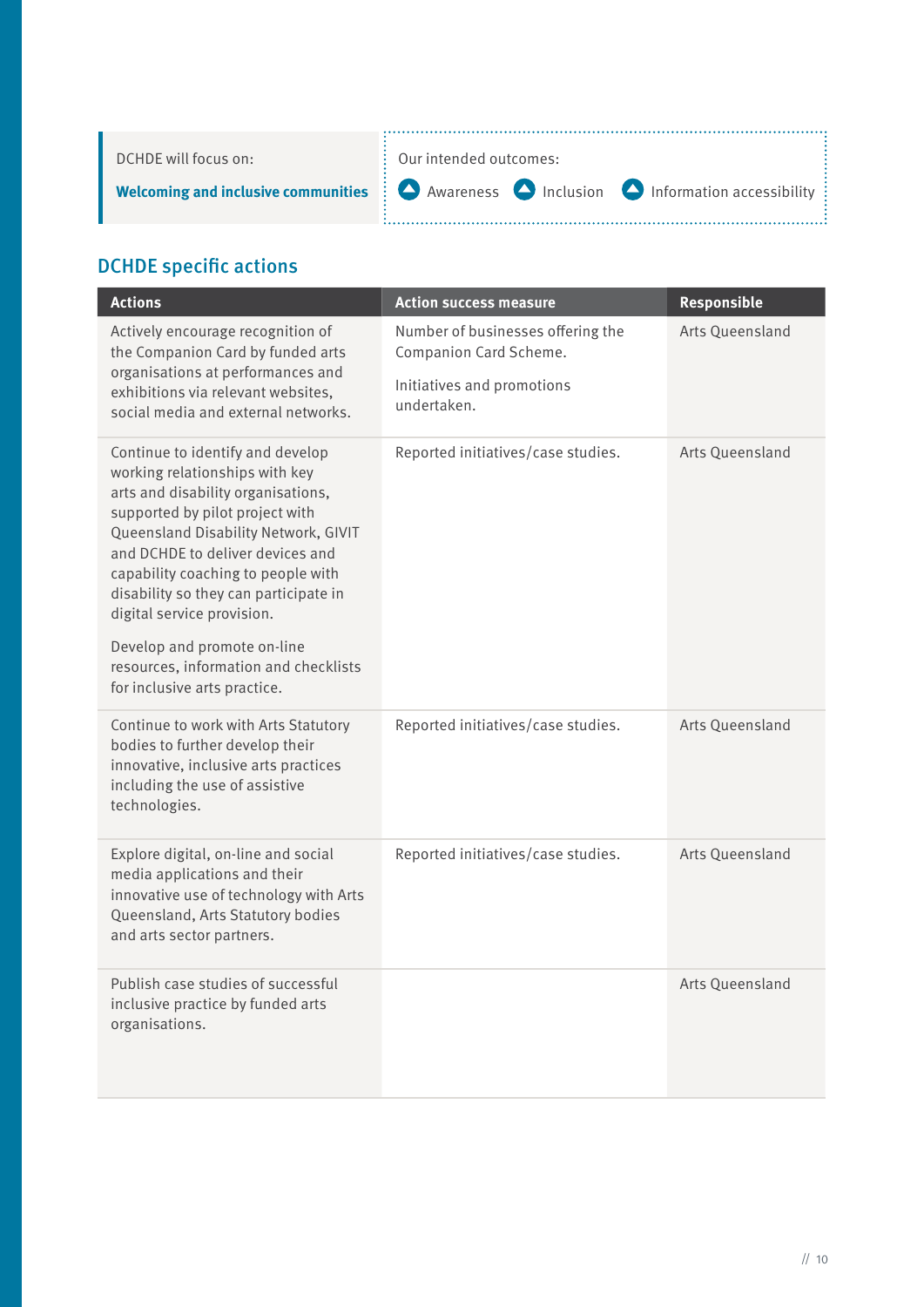DCHDE will focus on:

**Welcoming and inclusive communities**

Our intended outcomes:

- Awareness
- Inclusion
- Information accessibility

## DCHDE specific actions

| Actions | Action success measure | Responsible |
|---|---|---|
| Actively encourage recognition of the Companion Card by funded arts organisations at performances and exhibitions via relevant websites, social media and external networks. | Number of businesses offering the Companion Card Scheme.<br><br>Initiatives and promotions undertaken. | Arts Queensland |
| Continue to identify and develop working relationships with key arts and disability organisations, supported by pilot project with Queensland Disability Network, GIVIT and DCHDE to deliver devices and capability coaching to people with disability so they can participate in digital service provision.<br><br>Develop and promote on-line resources, information and checklists for inclusive arts practice. | Reported initiatives/case studies. | Arts Queensland |
| Continue to work with Arts Statutory bodies to further develop their innovative, inclusive arts practices including the use of assistive technologies. | Reported initiatives/case studies. | Arts Queensland |
| Explore digital, on-line and social media applications and their innovative use of technology with Arts Queensland, Arts Statutory bodies and arts sector partners. | Reported initiatives/case studies. | Arts Queensland |
| Publish case studies of successful inclusive practice by funded arts organisations. | | Arts Queensland |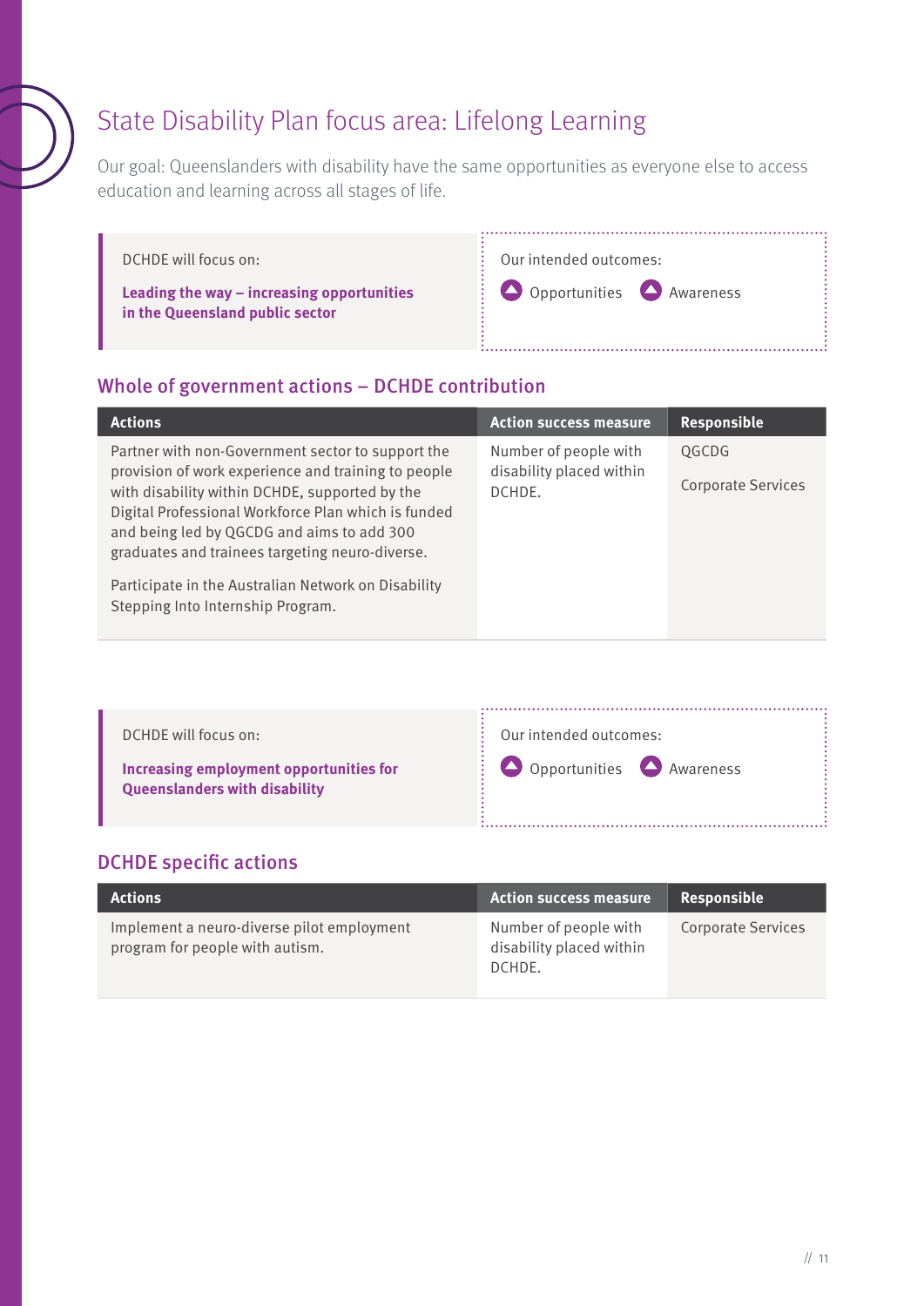# State Disability Plan focus area: Lifelong Learning

Our goal: Queenslanders with disability have the same opportunities as everyone else to access education and learning across all stages of life.

DCHDE will focus on:

**Leading the way – increasing opportunities in the Queensland public sector**

Our intended outcomes:

- Opportunities
- Awareness

## Whole of government actions – DCHDE contribution

| Actions | Action success measure | Responsible |
|---|---|---|
| Partner with non-Government sector to support the provision of work experience and training to people with disability within DCHDE, supported by the Digital Professional Workforce Plan which is funded and being led by QGCDG and aims to add 300 graduates and trainees targeting neuro-diverse.<br><br>Participate in the Australian Network on Disability Stepping Into Internship Program. | Number of people with disability placed within DCHDE. | QGCDG<br><br>Corporate Services |

DCHDE will focus on:

**Increasing employment opportunities for Queenslanders with disability**

Our intended outcomes:

- Opportunities
- Awareness

## DCHDE specific actions

| Actions | Action success measure | Responsible |
|---|---|---|
| Implement a neuro-diverse pilot employment program for people with autism. | Number of people with disability placed within DCHDE. | Corporate Services |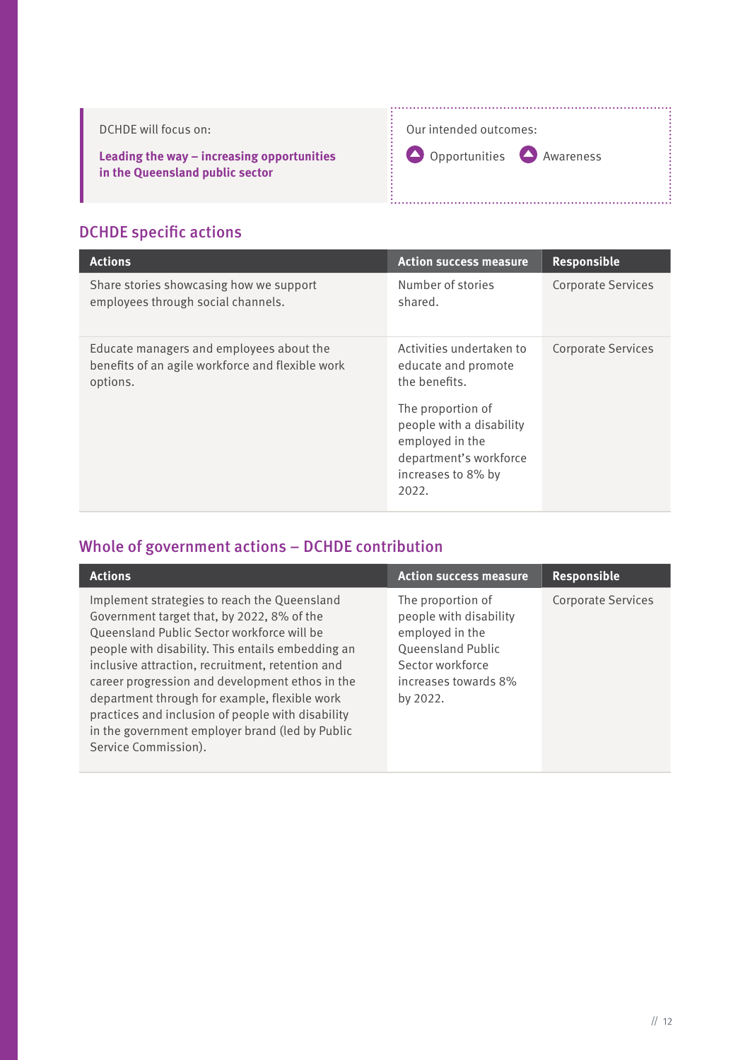DCHDE will focus on:

**Leading the way – increasing opportunities in the Queensland public sector**

Our intended outcomes:

Opportunities Awareness

## DCHDE specific actions

| Actions | Action success measure | Responsible |
|---|---|---|
| Share stories showcasing how we support employees through social channels. | Number of stories shared. | Corporate Services |
| Educate managers and employees about the benefits of an agile workforce and flexible work options. | Activities undertaken to educate and promote the benefits.<br><br>The proportion of people with a disability employed in the department's workforce increases to 8% by 2022. | Corporate Services |

## Whole of government actions – DCHDE contribution

| Actions | Action success measure | Responsible |
|---|---|---|
| Implement strategies to reach the Queensland Government target that, by 2022, 8% of the Queensland Public Sector workforce will be people with disability. This entails embedding an inclusive attraction, recruitment, retention and career progression and development ethos in the department through for example, flexible work practices and inclusion of people with disability in the government employer brand (led by Public Service Commission). | The proportion of people with disability employed in the Queensland Public Sector workforce increases towards 8% by 2022. | Corporate Services |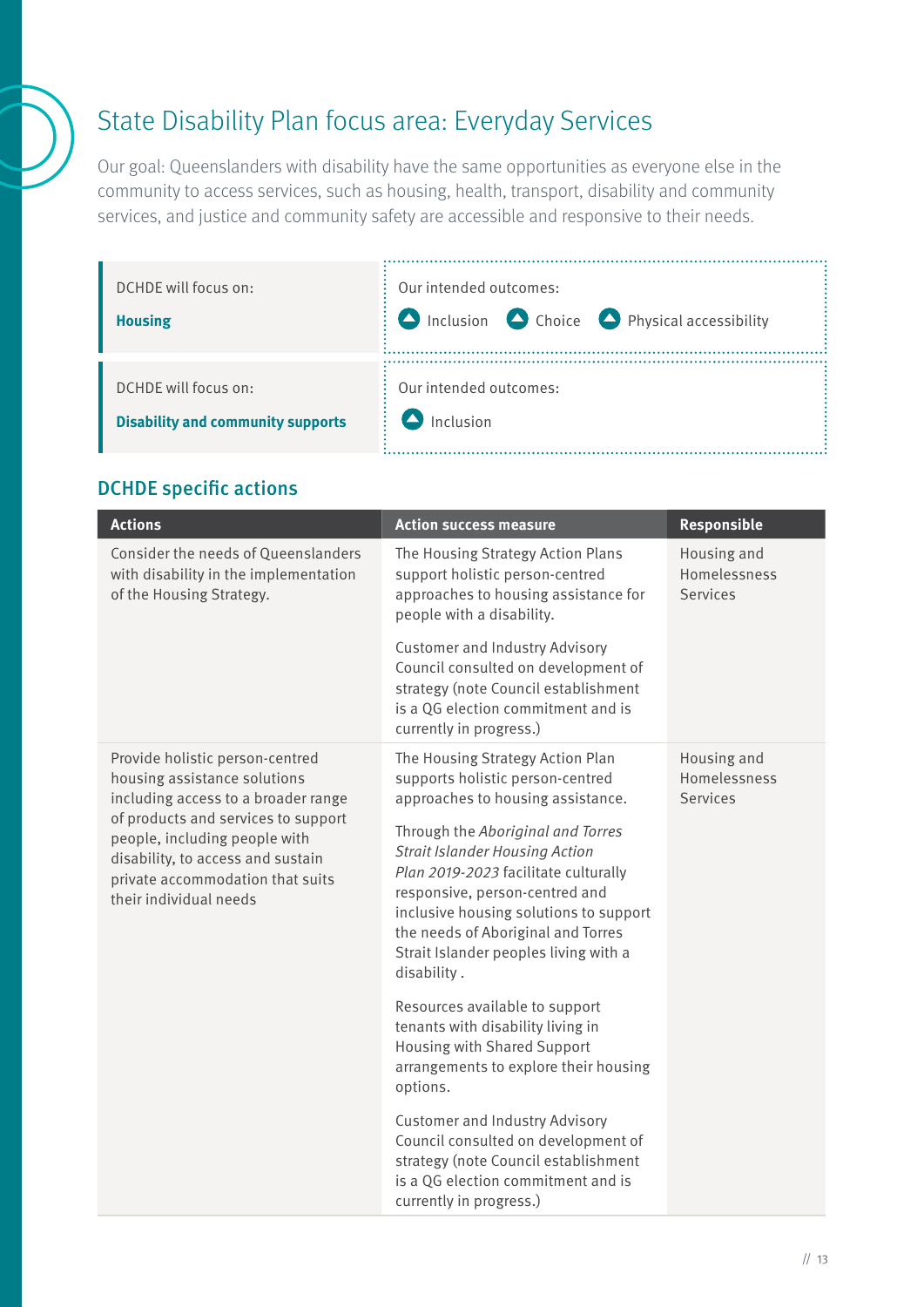# State Disability Plan focus area: Everyday Services

Our goal: Queenslanders with disability have the same opportunities as everyone else in the community to access services, such as housing, health, transport, disability and community services, and justice and community safety are accessible and responsive to their needs.

| DCHDE will focus on: | Our intended outcomes: |
|---|---|
| **Housing** | Inclusion, Choice, Physical accessibility |
| **Disability and community supports** | Inclusion |

## DCHDE specific actions

| Actions | Action success measure | Responsible |
|---|---|---|
| Consider the needs of Queenslanders with disability in the implementation of the Housing Strategy. | The Housing Strategy Action Plans support holistic person-centred approaches to housing assistance for people with a disability.<br><br>Customer and Industry Advisory Council consulted on development of strategy (note Council establishment is a QG election commitment and is currently in progress.) | Housing and Homelessness Services |
| Provide holistic person-centred housing assistance solutions including access to a broader range of products and services to support people, including people with disability, to access and sustain private accommodation that suits their individual needs | The Housing Strategy Action Plan supports holistic person-centred approaches to housing assistance.<br><br>Through the *Aboriginal and Torres Strait Islander Housing Action Plan 2019-2023* facilitate culturally responsive, person-centred and inclusive housing solutions to support the needs of Aboriginal and Torres Strait Islander peoples living with a disability .<br><br>Resources available to support tenants with disability living in Housing with Shared Support arrangements to explore their housing options.<br><br>Customer and Industry Advisory Council consulted on development of strategy (note Council establishment is a QG election commitment and is currently in progress.) | Housing and Homelessness Services |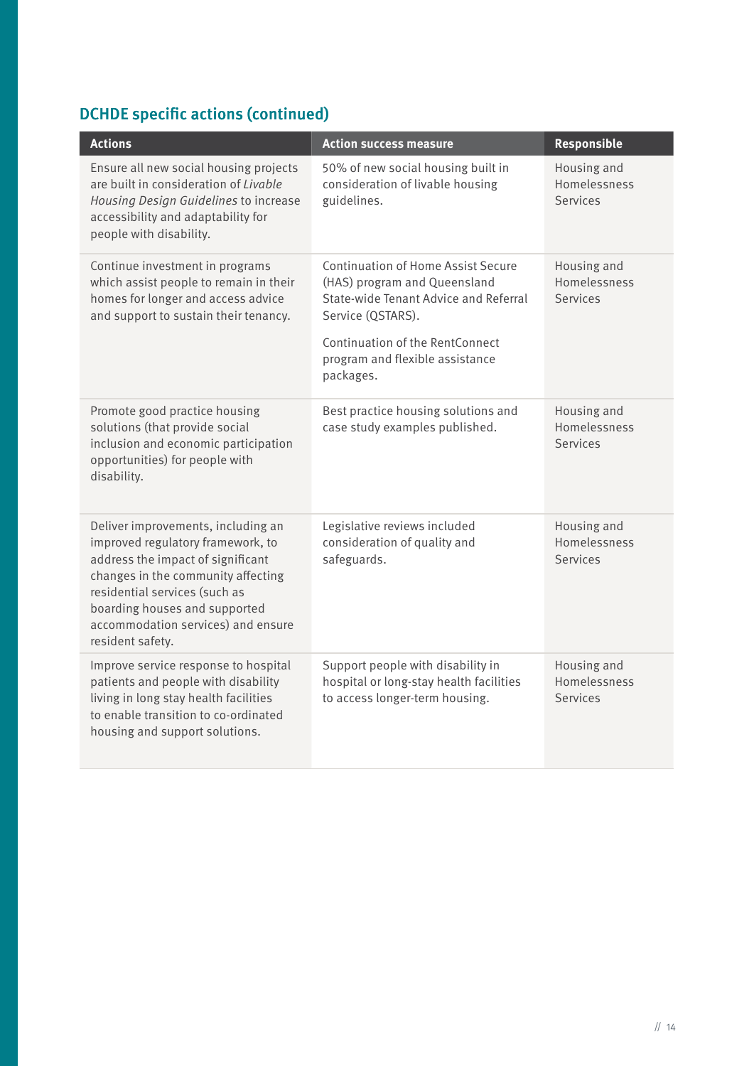## DCHDE specific actions (continued)

| Actions | Action success measure | Responsible |
| --- | --- | --- |
| Ensure all new social housing projects are built in consideration of *Livable Housing Design Guidelines* to increase accessibility and adaptability for people with disability. | 50% of new social housing built in consideration of livable housing guidelines. | Housing and Homelessness Services |
| Continue investment in programs which assist people to remain in their homes for longer and access advice and support to sustain their tenancy. | Continuation of Home Assist Secure (HAS) program and Queensland State-wide Tenant Advice and Referral Service (QSTARS).<br><br>Continuation of the RentConnect program and flexible assistance packages. | Housing and Homelessness Services |
| Promote good practice housing solutions (that provide social inclusion and economic participation opportunities) for people with disability. | Best practice housing solutions and case study examples published. | Housing and Homelessness Services |
| Deliver improvements, including an improved regulatory framework, to address the impact of significant changes in the community affecting residential services (such as boarding houses and supported accommodation services) and ensure resident safety. | Legislative reviews included consideration of quality and safeguards. | Housing and Homelessness Services |
| Improve service response to hospital patients and people with disability living in long stay health facilities to enable transition to co-ordinated housing and support solutions. | Support people with disability in hospital or long-stay health facilities to access longer-term housing. | Housing and Homelessness Services |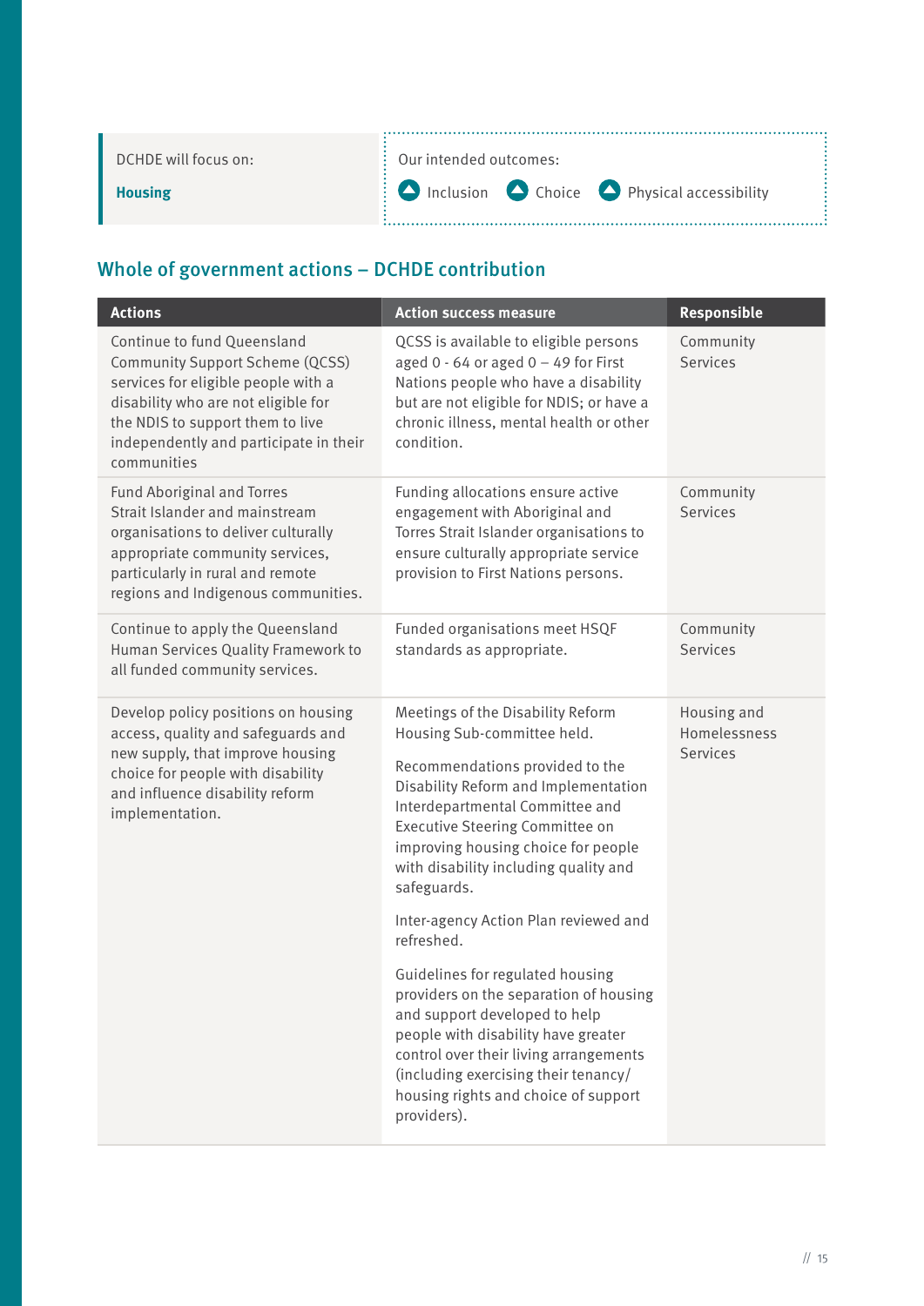DCHDE will focus on:

**Housing**

Our intended outcomes:

Inclusion   Choice   Physical accessibility

## Whole of government actions – DCHDE contribution

| Actions | Action success measure | Responsible |
| --- | --- | --- |
| Continue to fund Queensland Community Support Scheme (QCSS) services for eligible people with a disability who are not eligible for the NDIS to support them to live independently and participate in their communities | QCSS is available to eligible persons aged 0 - 64 or aged 0 – 49 for First Nations people who have a disability but are not eligible for NDIS; or have a chronic illness, mental health or other condition. | Community Services |
| Fund Aboriginal and Torres Strait Islander and mainstream organisations to deliver culturally appropriate community services, particularly in rural and remote regions and Indigenous communities. | Funding allocations ensure active engagement with Aboriginal and Torres Strait Islander organisations to ensure culturally appropriate service provision to First Nations persons. | Community Services |
| Continue to apply the Queensland Human Services Quality Framework to all funded community services. | Funded organisations meet HSQF standards as appropriate. | Community Services |
| Develop policy positions on housing access, quality and safeguards and new supply, that improve housing choice for people with disability and influence disability reform implementation. | Meetings of the Disability Reform Housing Sub-committee held.<br><br>Recommendations provided to the Disability Reform and Implementation Interdepartmental Committee and Executive Steering Committee on improving housing choice for people with disability including quality and safeguards.<br><br>Inter-agency Action Plan reviewed and refreshed.<br><br>Guidelines for regulated housing providers on the separation of housing and support developed to help people with disability have greater control over their living arrangements (including exercising their tenancy/housing rights and choice of support providers). | Housing and Homelessness Services |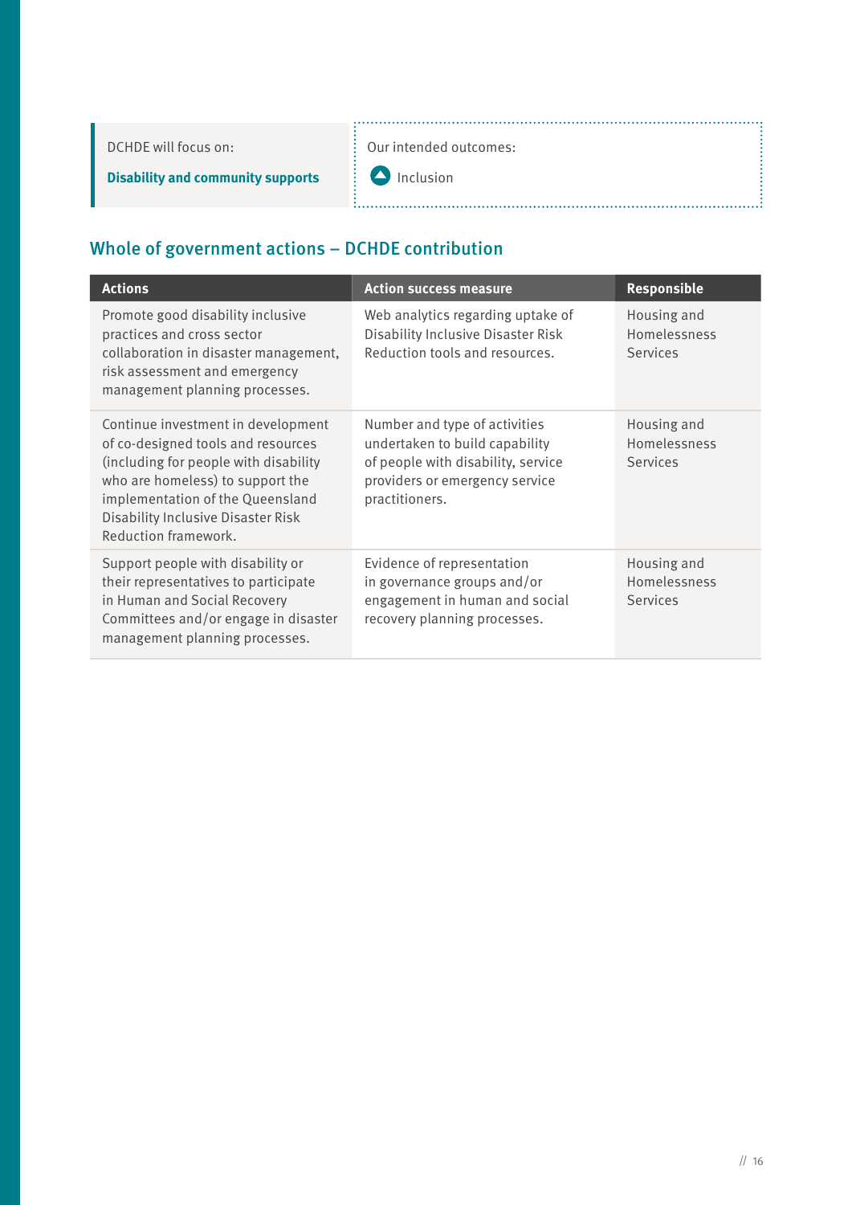DCHDE will focus on:

**Disability and community supports**

Our intended outcomes:

Inclusion

## Whole of government actions – DCHDE contribution

| Actions | Action success measure | Responsible |
|---|---|---|
| Promote good disability inclusive practices and cross sector collaboration in disaster management, risk assessment and emergency management planning processes. | Web analytics regarding uptake of Disability Inclusive Disaster Risk Reduction tools and resources. | Housing and Homelessness Services |
| Continue investment in development of co-designed tools and resources (including for people with disability who are homeless) to support the implementation of the Queensland Disability Inclusive Disaster Risk Reduction framework. | Number and type of activities undertaken to build capability of people with disability, service providers or emergency service practitioners. | Housing and Homelessness Services |
| Support people with disability or their representatives to participate in Human and Social Recovery Committees and/or engage in disaster management planning processes. | Evidence of representation in governance groups and/or engagement in human and social recovery planning processes. | Housing and Homelessness Services |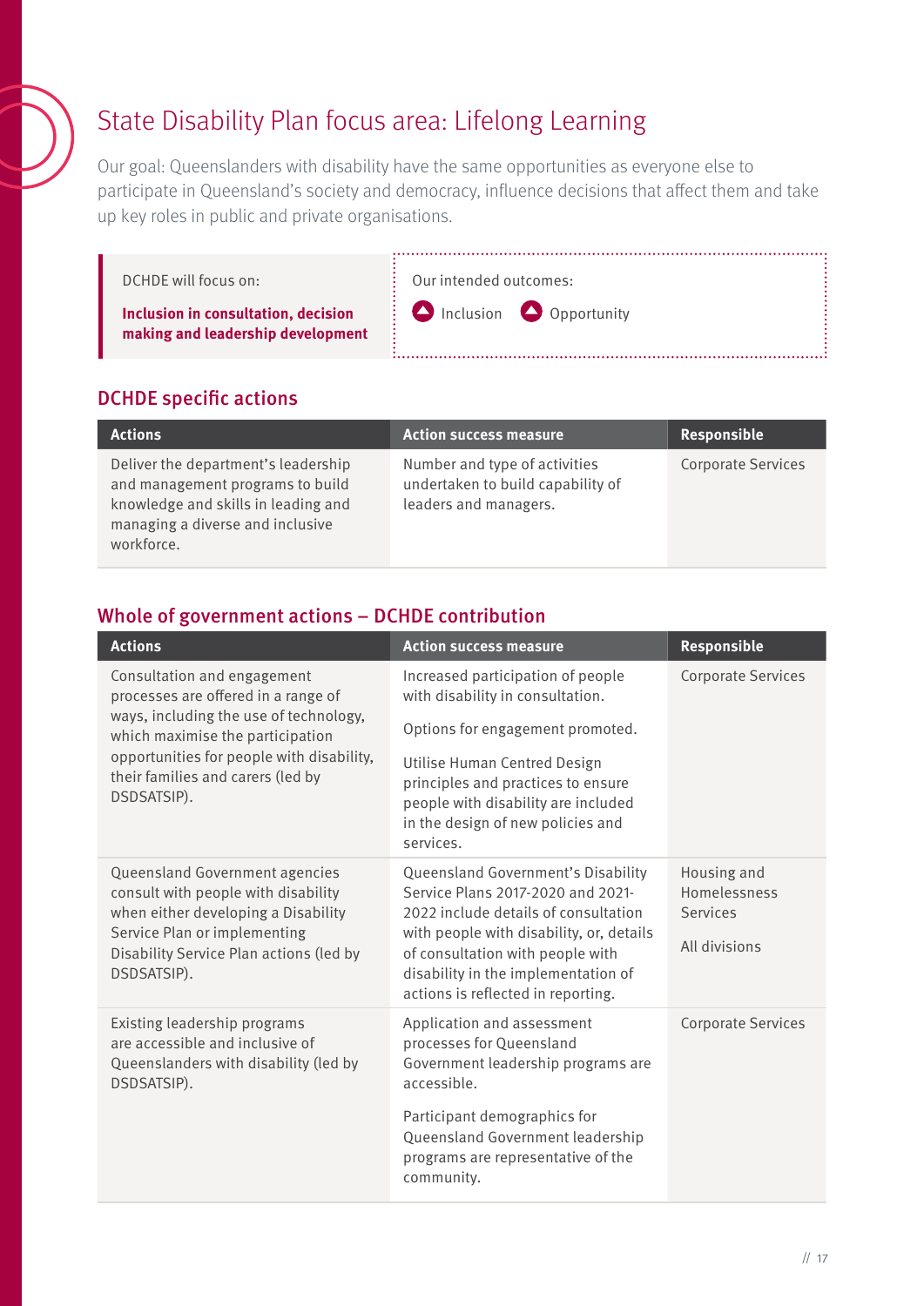# State Disability Plan focus area: Lifelong Learning

Our goal: Queenslanders with disability have the same opportunities as everyone else to participate in Queensland's society and democracy, influence decisions that affect them and take up key roles in public and private organisations.

DCHDE will focus on:

**Inclusion in consultation, decision making and leadership development**

Our intended outcomes:

Inclusion   Opportunity

## DCHDE specific actions

| Actions | Action success measure | Responsible |
|---|---|---|
| Deliver the department's leadership and management programs to build knowledge and skills in leading and managing a diverse and inclusive workforce. | Number and type of activities undertaken to build capability of leaders and managers. | Corporate Services |

## Whole of government actions – DCHDE contribution

| Actions | Action success measure | Responsible |
|---|---|---|
| Consultation and engagement processes are offered in a range of ways, including the use of technology, which maximise the participation opportunities for people with disability, their families and carers (led by DSDSATSIP). | Increased participation of people with disability in consultation.<br><br>Options for engagement promoted.<br><br>Utilise Human Centred Design principles and practices to ensure people with disability are included in the design of new policies and services. | Corporate Services |
| Queensland Government agencies consult with people with disability when either developing a Disability Service Plan or implementing Disability Service Plan actions (led by DSDSATSIP). | Queensland Government's Disability Service Plans 2017-2020 and 2021-2022 include details of consultation with people with disability, or, details of consultation with people with disability in the implementation of actions is reflected in reporting. | Housing and Homelessness Services<br><br>All divisions |
| Existing leadership programs are accessible and inclusive of Queenslanders with disability (led by DSDSATSIP). | Application and assessment processes for Queensland Government leadership programs are accessible.<br><br>Participant demographics for Queensland Government leadership programs are representative of the community. | Corporate Services |